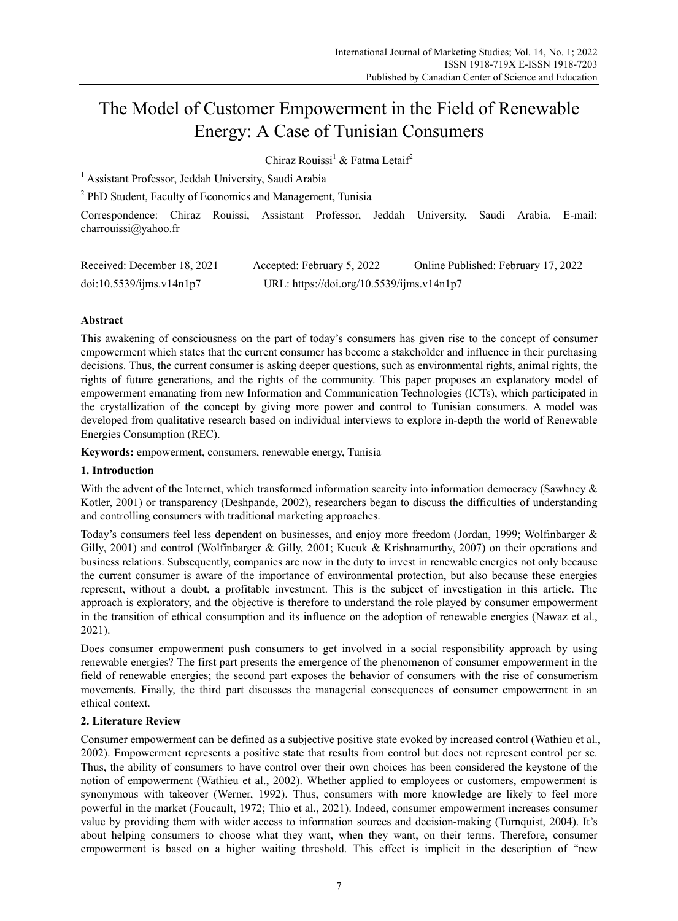# The Model of Customer Empowerment in the Field of Renewable Energy: A Case of Tunisian Consumers

Chiraz Rouissi[1] & Fatma Letaif[2]

[1] Assistant Professor, Jeddah University, Saudi Arabia

[2] PhD Student, Faculty of Economics and Management, Tunisia

Correspondence: Chiraz Rouissi, Assistant Professor, Jeddah University, Saudi Arabia. E-mail: charrouissi@yahoo.fr

Received: December 18, 2021 Accepted: February 5, 2022 Online Published: February 17, 2022

doi:10.5539/ijms.v14n1p7 URL: https://doi.org/10.5539/ijms.v14n1p7

**Abstract**

This awakening of consciousness on the part of today's consumers has given rise to the concept of consumer empowerment which states that the current consumer has become a stakeholder and influence in their purchasing decisions. Thus, the current consumer is asking deeper questions, such as environmental rights, animal rights, the rights of future generations, and the rights of the community. This paper proposes an explanatory model of empowerment emanating from new Information and Communication Technologies (ICTs), which participated in the crystallization of the concept by giving more power and control to Tunisian consumers. A model was developed from qualitative research based on individual interviews to explore in-depth the world of Renewable Energies Consumption (REC).

**Keywords:** empowerment, consumers, renewable energy, Tunisia

## 1. Introduction

With the advent of the Internet, which transformed information scarcity into information democracy (Sawhney & Kotler, 2001) or transparency (Deshpande, 2002), researchers began to discuss the difficulties of understanding and controlling consumers with traditional marketing approaches.

Today's consumers feel less dependent on businesses, and enjoy more freedom (Jordan, 1999; Wolfinbarger & Gilly, 2001) and control (Wolfinbarger & Gilly, 2001; Kucuk & Krishnamurthy, 2007) on their operations and business relations. Subsequently, companies are now in the duty to invest in renewable energies not only because the current consumer is aware of the importance of environmental protection, but also because these energies represent, without a doubt, a profitable investment. This is the subject of investigation in this article. The approach is exploratory, and the objective is therefore to understand the role played by consumer empowerment in the transition of ethical consumption and its influence on the adoption of renewable energies (Nawaz et al., 2021).

Does consumer empowerment push consumers to get involved in a social responsibility approach by using renewable energies? The first part presents the emergence of the phenomenon of consumer empowerment in the field of renewable energies; the second part exposes the behavior of consumers with the rise of consumerism movements. Finally, the third part discusses the managerial consequences of consumer empowerment in an ethical context.

## 2. Literature Review

Consumer empowerment can be defined as a subjective positive state evoked by increased control (Wathieu et al., 2002). Empowerment represents a positive state that results from control but does not represent control per se. Thus, the ability of consumers to have control over their own choices has been considered the keystone of the notion of empowerment (Wathieu et al., 2002). Whether applied to employees or customers, empowerment is synonymous with takeover (Werner, 1992). Thus, consumers with more knowledge are likely to feel more powerful in the market (Foucault, 1972; Thio et al., 2021). Indeed, consumer empowerment increases consumer value by providing them with wider access to information sources and decision-making (Turnquist, 2004). It's about helping consumers to choose what they want, when they want, on their terms. Therefore, consumer empowerment is based on a higher waiting threshold. This effect is implicit in the description of "new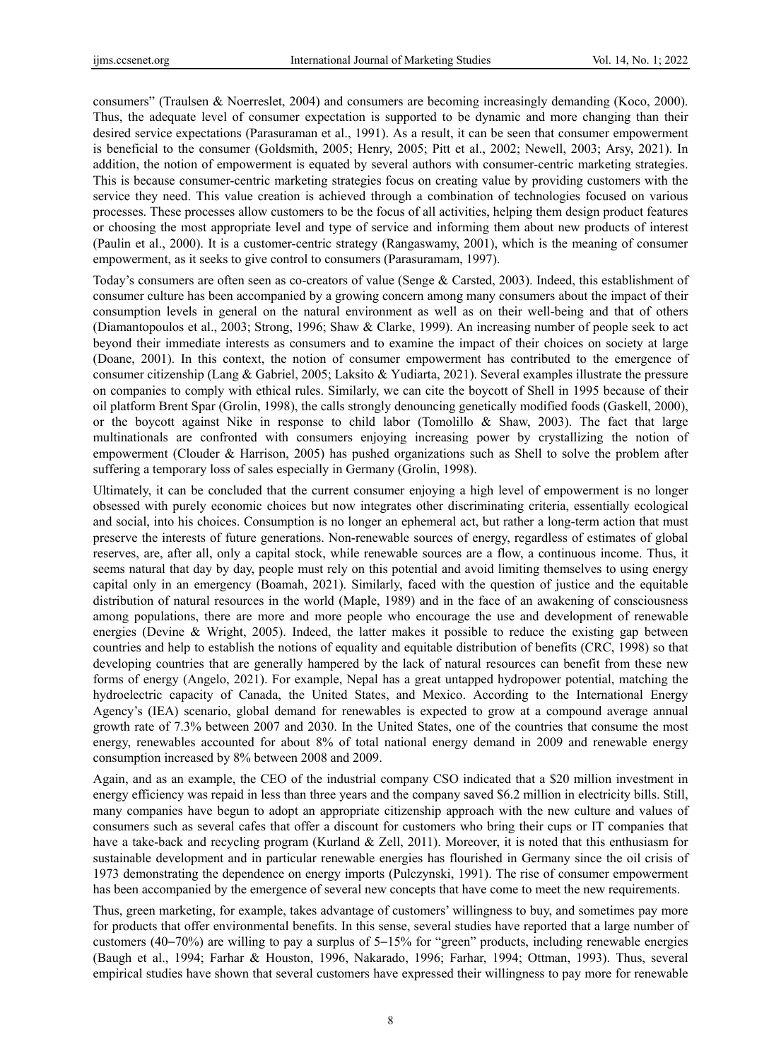consumers" (Traulsen & Noerreslet, 2004) and consumers are becoming increasingly demanding (Koco, 2000). Thus, the adequate level of consumer expectation is supported to be dynamic and more changing than their desired service expectations (Parasuraman et al., 1991). As a result, it can be seen that consumer empowerment is beneficial to the consumer (Goldsmith, 2005; Henry, 2005; Pitt et al., 2002; Newell, 2003; Arsy, 2021). In addition, the notion of empowerment is equated by several authors with consumer-centric marketing strategies. This is because consumer-centric marketing strategies focus on creating value by providing customers with the service they need. This value creation is achieved through a combination of technologies focused on various processes. These processes allow customers to be the focus of all activities, helping them design product features or choosing the most appropriate level and type of service and informing them about new products of interest (Paulin et al., 2000). It is a customer-centric strategy (Rangaswamy, 2001), which is the meaning of consumer empowerment, as it seeks to give control to consumers (Parasuramam, 1997).

Today's consumers are often seen as co-creators of value (Senge & Carsted, 2003). Indeed, this establishment of consumer culture has been accompanied by a growing concern among many consumers about the impact of their consumption levels in general on the natural environment as well as on their well-being and that of others (Diamantopoulos et al., 2003; Strong, 1996; Shaw & Clarke, 1999). An increasing number of people seek to act beyond their immediate interests as consumers and to examine the impact of their choices on society at large (Doane, 2001). In this context, the notion of consumer empowerment has contributed to the emergence of consumer citizenship (Lang & Gabriel, 2005; Laksito & Yudiarta, 2021). Several examples illustrate the pressure on companies to comply with ethical rules. Similarly, we can cite the boycott of Shell in 1995 because of their oil platform Brent Spar (Grolin, 1998), the calls strongly denouncing genetically modified foods (Gaskell, 2000), or the boycott against Nike in response to child labor (Tomolillo & Shaw, 2003). The fact that large multinationals are confronted with consumers enjoying increasing power by crystallizing the notion of empowerment (Clouder & Harrison, 2005) has pushed organizations such as Shell to solve the problem after suffering a temporary loss of sales especially in Germany (Grolin, 1998).

Ultimately, it can be concluded that the current consumer enjoying a high level of empowerment is no longer obsessed with purely economic choices but now integrates other discriminating criteria, essentially ecological and social, into his choices. Consumption is no longer an ephemeral act, but rather a long-term action that must preserve the interests of future generations. Non-renewable sources of energy, regardless of estimates of global reserves, are, after all, only a capital stock, while renewable sources are a flow, a continuous income. Thus, it seems natural that day by day, people must rely on this potential and avoid limiting themselves to using energy capital only in an emergency (Boamah, 2021). Similarly, faced with the question of justice and the equitable distribution of natural resources in the world (Maple, 1989) and in the face of an awakening of consciousness among populations, there are more and more people who encourage the use and development of renewable energies (Devine & Wright, 2005). Indeed, the latter makes it possible to reduce the existing gap between countries and help to establish the notions of equality and equitable distribution of benefits (CRC, 1998) so that developing countries that are generally hampered by the lack of natural resources can benefit from these new forms of energy (Angelo, 2021). For example, Nepal has a great untapped hydropower potential, matching the hydroelectric capacity of Canada, the United States, and Mexico. According to the International Energy Agency's (IEA) scenario, global demand for renewables is expected to grow at a compound average annual growth rate of 7.3% between 2007 and 2030. In the United States, one of the countries that consume the most energy, renewables accounted for about 8% of total national energy demand in 2009 and renewable energy consumption increased by 8% between 2008 and 2009.

Again, and as an example, the CEO of the industrial company CSO indicated that a $20 million investment in energy efficiency was repaid in less than three years and the company saved $6.2 million in electricity bills. Still, many companies have begun to adopt an appropriate citizenship approach with the new culture and values of consumers such as several cafes that offer a discount for customers who bring their cups or IT companies that have a take-back and recycling program (Kurland & Zell, 2011). Moreover, it is noted that this enthusiasm for sustainable development and in particular renewable energies has flourished in Germany since the oil crisis of 1973 demonstrating the dependence on energy imports (Pulczynski, 1991). The rise of consumer empowerment has been accompanied by the emergence of several new concepts that have come to meet the new requirements.

Thus, green marketing, for example, takes advantage of customers' willingness to buy, and sometimes pay more for products that offer environmental benefits. In this sense, several studies have reported that a large number of customers (40–70%) are willing to pay a surplus of 5–15% for "green" products, including renewable energies (Baugh et al., 1994; Farhar & Houston, 1996, Nakarado, 1996; Farhar, 1994; Ottman, 1993). Thus, several empirical studies have shown that several customers have expressed their willingness to pay more for renewable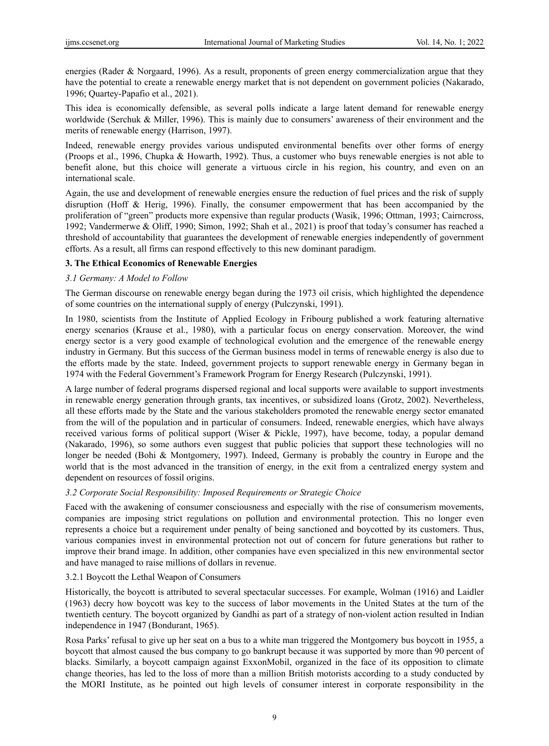energies (Rader & Norgaard, 1996). As a result, proponents of green energy commercialization argue that they have the potential to create a renewable energy market that is not dependent on government policies (Nakarado, 1996; Quartey-Papafio et al., 2021).

This idea is economically defensible, as several polls indicate a large latent demand for renewable energy worldwide (Serchuk & Miller, 1996). This is mainly due to consumers' awareness of their environment and the merits of renewable energy (Harrison, 1997).

Indeed, renewable energy provides various undisputed environmental benefits over other forms of energy (Proops et al., 1996, Chupka & Howarth, 1992). Thus, a customer who buys renewable energies is not able to benefit alone, but this choice will generate a virtuous circle in his region, his country, and even on an international scale.

Again, the use and development of renewable energies ensure the reduction of fuel prices and the risk of supply disruption (Hoff & Herig, 1996). Finally, the consumer empowerment that has been accompanied by the proliferation of "green" products more expensive than regular products (Wasik, 1996; Ottman, 1993; Cairncross, 1992; Vandermerwe & Oliff, 1990; Simon, 1992; Shah et al., 2021) is proof that today's consumer has reached a threshold of accountability that guarantees the development of renewable energies independently of government efforts. As a result, all firms can respond effectively to this new dominant paradigm.

## 3. The Ethical Economics of Renewable Energies

### *3.1 Germany: A Model to Follow*

The German discourse on renewable energy began during the 1973 oil crisis, which highlighted the dependence of some countries on the international supply of energy (Pulczynski, 1991).

In 1980, scientists from the Institute of Applied Ecology in Fribourg published a work featuring alternative energy scenarios (Krause et al., 1980), with a particular focus on energy conservation. Moreover, the wind energy sector is a very good example of technological evolution and the emergence of the renewable energy industry in Germany. But this success of the German business model in terms of renewable energy is also due to the efforts made by the state. Indeed, government projects to support renewable energy in Germany began in 1974 with the Federal Government's Framework Program for Energy Research (Pulczynski, 1991).

A large number of federal programs dispersed regional and local supports were available to support investments in renewable energy generation through grants, tax incentives, or subsidized loans (Grotz, 2002). Nevertheless, all these efforts made by the State and the various stakeholders promoted the renewable energy sector emanated from the will of the population and in particular of consumers. Indeed, renewable energies, which have always received various forms of political support (Wiser & Pickle, 1997), have become, today, a popular demand (Nakarado, 1996), so some authors even suggest that public policies that support these technologies will no longer be needed (Bohi & Montgomery, 1997). Indeed, Germany is probably the country in Europe and the world that is the most advanced in the transition of energy, in the exit from a centralized energy system and dependent on resources of fossil origins.

### *3.2 Corporate Social Responsibility: Imposed Requirements or Strategic Choice*

Faced with the awakening of consumer consciousness and especially with the rise of consumerism movements, companies are imposing strict regulations on pollution and environmental protection. This no longer even represents a choice but a requirement under penalty of being sanctioned and boycotted by its customers. Thus, various companies invest in environmental protection not out of concern for future generations but rather to improve their brand image. In addition, other companies have even specialized in this new environmental sector and have managed to raise millions of dollars in revenue.

#### 3.2.1 Boycott the Lethal Weapon of Consumers

Historically, the boycott is attributed to several spectacular successes. For example, Wolman (1916) and Laidler (1963) decry how boycott was key to the success of labor movements in the United States at the turn of the twentieth century. The boycott organized by Gandhi as part of a strategy of non-violent action resulted in Indian independence in 1947 (Bondurant, 1965).

Rosa Parks' refusal to give up her seat on a bus to a white man triggered the Montgomery bus boycott in 1955, a boycott that almost caused the bus company to go bankrupt because it was supported by more than 90 percent of blacks. Similarly, a boycott campaign against ExxonMobil, organized in the face of its opposition to climate change theories, has led to the loss of more than a million British motorists according to a study conducted by the MORI Institute, as he pointed out high levels of consumer interest in corporate responsibility in the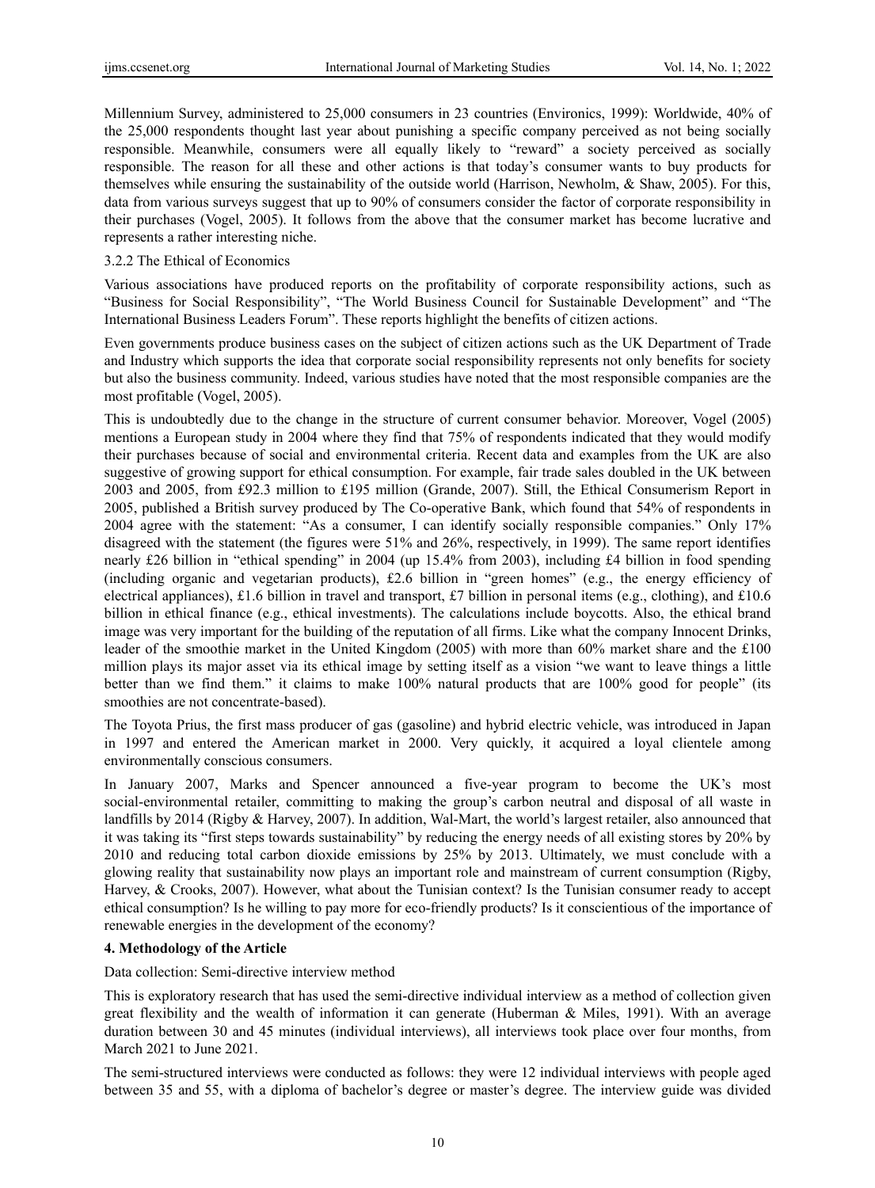Millennium Survey, administered to 25,000 consumers in 23 countries (Environics, 1999): Worldwide, 40% of the 25,000 respondents thought last year about punishing a specific company perceived as not being socially responsible. Meanwhile, consumers were all equally likely to "reward" a society perceived as socially responsible. The reason for all these and other actions is that today's consumer wants to buy products for themselves while ensuring the sustainability of the outside world (Harrison, Newholm, & Shaw, 2005). For this, data from various surveys suggest that up to 90% of consumers consider the factor of corporate responsibility in their purchases (Vogel, 2005). It follows from the above that the consumer market has become lucrative and represents a rather interesting niche.

#### 3.2.2 The Ethical of Economics

Various associations have produced reports on the profitability of corporate responsibility actions, such as "Business for Social Responsibility", "The World Business Council for Sustainable Development" and "The International Business Leaders Forum". These reports highlight the benefits of citizen actions.

Even governments produce business cases on the subject of citizen actions such as the UK Department of Trade and Industry which supports the idea that corporate social responsibility represents not only benefits for society but also the business community. Indeed, various studies have noted that the most responsible companies are the most profitable (Vogel, 2005).

This is undoubtedly due to the change in the structure of current consumer behavior. Moreover, Vogel (2005) mentions a European study in 2004 where they find that 75% of respondents indicated that they would modify their purchases because of social and environmental criteria. Recent data and examples from the UK are also suggestive of growing support for ethical consumption. For example, fair trade sales doubled in the UK between 2003 and 2005, from £92.3 million to £195 million (Grande, 2007). Still, the Ethical Consumerism Report in 2005, published a British survey produced by The Co-operative Bank, which found that 54% of respondents in 2004 agree with the statement: "As a consumer, I can identify socially responsible companies." Only 17% disagreed with the statement (the figures were 51% and 26%, respectively, in 1999). The same report identifies nearly £26 billion in "ethical spending" in 2004 (up 15.4% from 2003), including £4 billion in food spending (including organic and vegetarian products), £2.6 billion in "green homes" (e.g., the energy efficiency of electrical appliances), £1.6 billion in travel and transport, £7 billion in personal items (e.g., clothing), and £10.6 billion in ethical finance (e.g., ethical investments). The calculations include boycotts. Also, the ethical brand image was very important for the building of the reputation of all firms. Like what the company Innocent Drinks, leader of the smoothie market in the United Kingdom (2005) with more than 60% market share and the £100 million plays its major asset via its ethical image by setting itself as a vision "we want to leave things a little better than we find them." it claims to make 100% natural products that are 100% good for people" (its smoothies are not concentrate-based).

The Toyota Prius, the first mass producer of gas (gasoline) and hybrid electric vehicle, was introduced in Japan in 1997 and entered the American market in 2000. Very quickly, it acquired a loyal clientele among environmentally conscious consumers.

In January 2007, Marks and Spencer announced a five-year program to become the UK's most social-environmental retailer, committing to making the group's carbon neutral and disposal of all waste in landfills by 2014 (Rigby & Harvey, 2007). In addition, Wal-Mart, the world's largest retailer, also announced that it was taking its "first steps towards sustainability" by reducing the energy needs of all existing stores by 20% by 2010 and reducing total carbon dioxide emissions by 25% by 2013. Ultimately, we must conclude with a glowing reality that sustainability now plays an important role and mainstream of current consumption (Rigby, Harvey, & Crooks, 2007). However, what about the Tunisian context? Is the Tunisian consumer ready to accept ethical consumption? Is he willing to pay more for eco-friendly products? Is it conscientious of the importance of renewable energies in the development of the economy?

## 4. Methodology of the Article

Data collection: Semi-directive interview method

This is exploratory research that has used the semi-directive individual interview as a method of collection given great flexibility and the wealth of information it can generate (Huberman & Miles, 1991). With an average duration between 30 and 45 minutes (individual interviews), all interviews took place over four months, from March 2021 to June 2021.

The semi-structured interviews were conducted as follows: they were 12 individual interviews with people aged between 35 and 55, with a diploma of bachelor's degree or master's degree. The interview guide was divided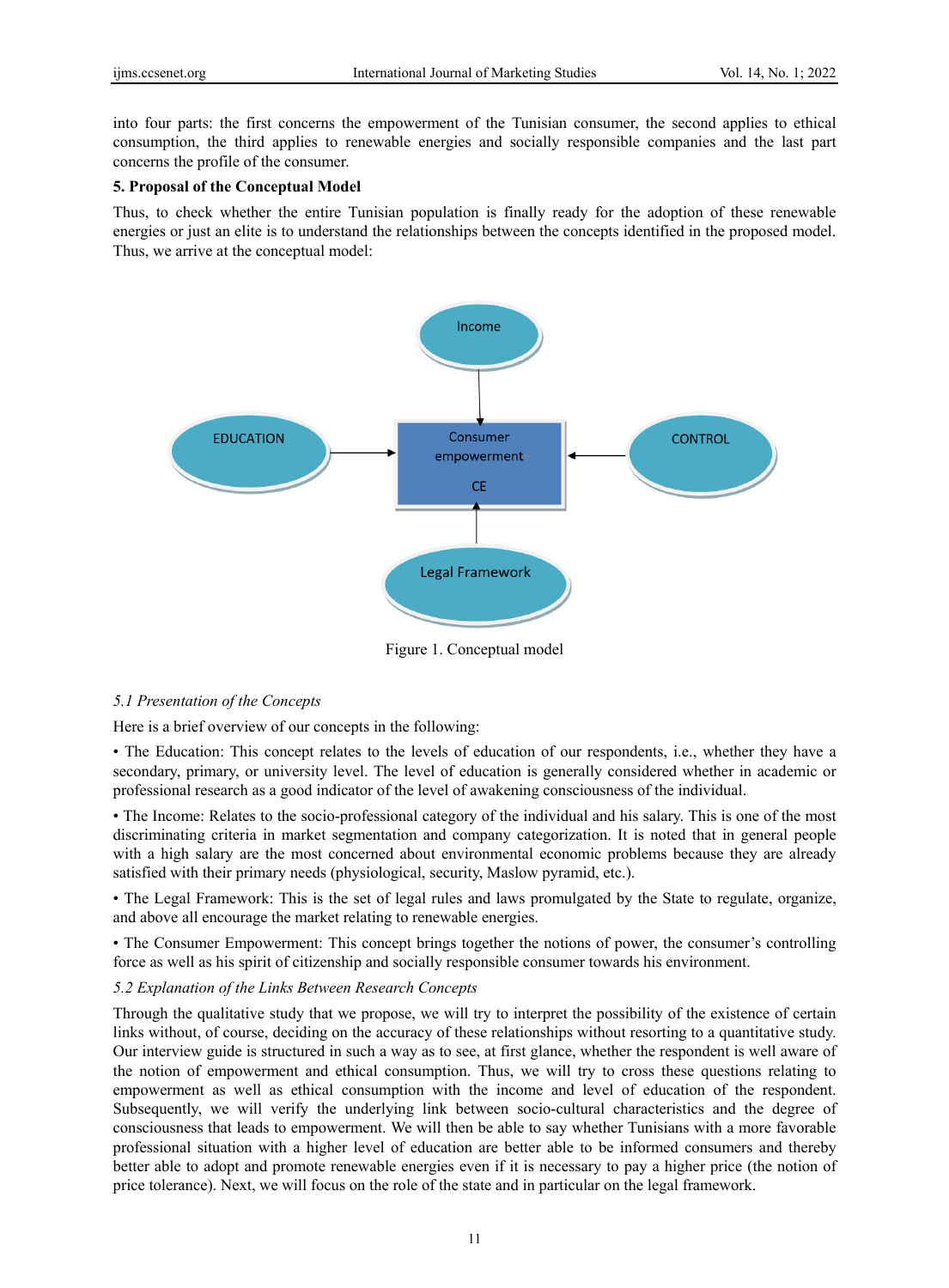into four parts: the first concerns the empowerment of the Tunisian consumer, the second applies to ethical consumption, the third applies to renewable energies and socially responsible companies and the last part concerns the profile of the consumer.

**5. Proposal of the Conceptual Model**

Thus, to check whether the entire Tunisian population is finally ready for the adoption of these renewable energies or just an elite is to understand the relationships between the concepts identified in the proposed model. Thus, we arrive at the conceptual model:

Figure 1. Conceptual model

*5.1 Presentation of the Concepts*

Here is a brief overview of our concepts in the following:

• The Education: This concept relates to the levels of education of our respondents, i.e., whether they have a secondary, primary, or university level. The level of education is generally considered whether in academic or professional research as a good indicator of the level of awakening consciousness of the individual.

• The Income: Relates to the socio-professional category of the individual and his salary. This is one of the most discriminating criteria in market segmentation and company categorization. It is noted that in general people with a high salary are the most concerned about environmental economic problems because they are already satisfied with their primary needs (physiological, security, Maslow pyramid, etc.).

• The Legal Framework: This is the set of legal rules and laws promulgated by the State to regulate, organize, and above all encourage the market relating to renewable energies.

• The Consumer Empowerment: This concept brings together the notions of power, the consumer's controlling force as well as his spirit of citizenship and socially responsible consumer towards his environment.

*5.2 Explanation of the Links Between Research Concepts*

Through the qualitative study that we propose, we will try to interpret the possibility of the existence of certain links without, of course, deciding on the accuracy of these relationships without resorting to a quantitative study. Our interview guide is structured in such a way as to see, at first glance, whether the respondent is well aware of the notion of empowerment and ethical consumption. Thus, we will try to cross these questions relating to empowerment as well as ethical consumption with the income and level of education of the respondent. Subsequently, we will verify the underlying link between socio-cultural characteristics and the degree of consciousness that leads to empowerment. We will then be able to say whether Tunisians with a more favorable professional situation with a higher level of education are better able to be informed consumers and thereby better able to adopt and promote renewable energies even if it is necessary to pay a higher price (the notion of price tolerance). Next, we will focus on the role of the state and in particular on the legal framework.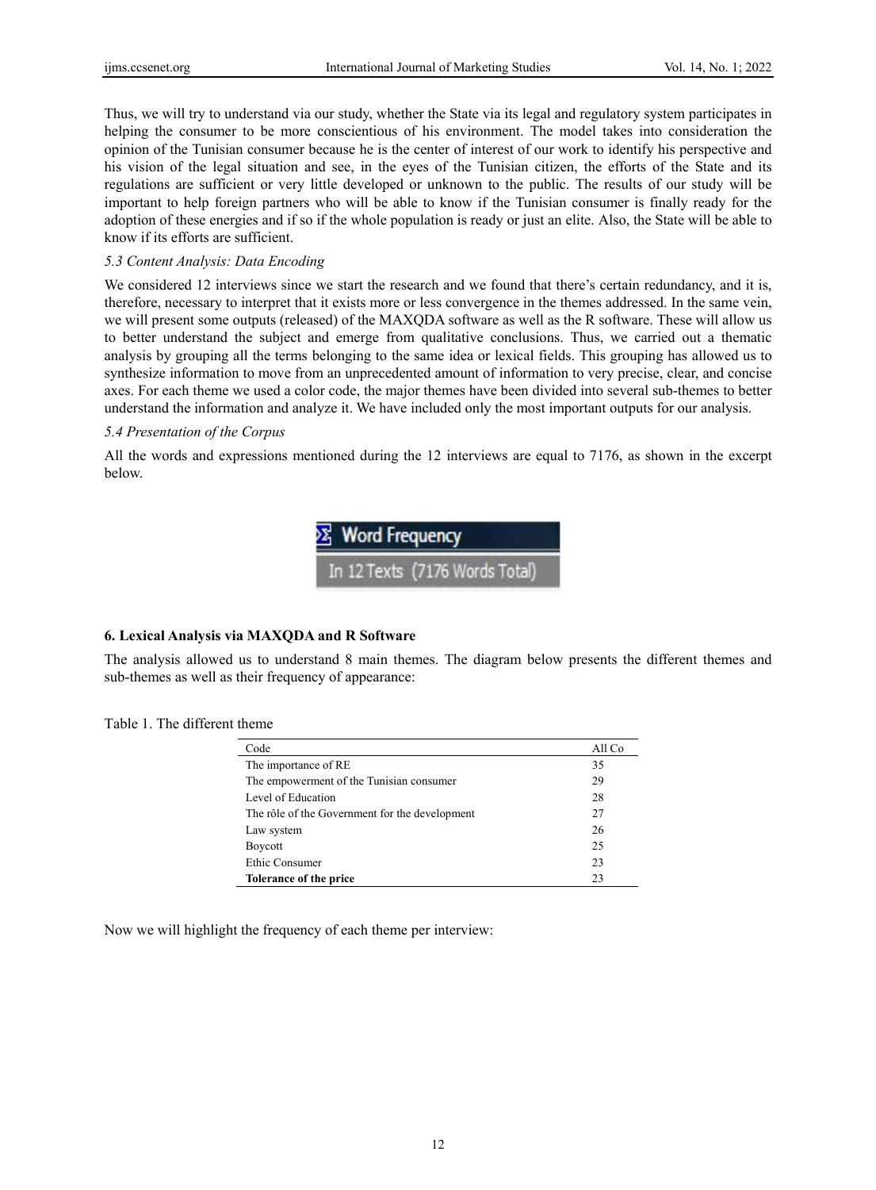Thus, we will try to understand via our study, whether the State via its legal and regulatory system participates in helping the consumer to be more conscientious of his environment. The model takes into consideration the opinion of the Tunisian consumer because he is the center of interest of our work to identify his perspective and his vision of the legal situation and see, in the eyes of the Tunisian citizen, the efforts of the State and its regulations are sufficient or very little developed or unknown to the public. The results of our study will be important to help foreign partners who will be able to know if the Tunisian consumer is finally ready for the adoption of these energies and if so if the whole population is ready or just an elite. Also, the State will be able to know if its efforts are sufficient.

### *5.3 Content Analysis: Data Encoding*

We considered 12 interviews since we start the research and we found that there's certain redundancy, and it is, therefore, necessary to interpret that it exists more or less convergence in the themes addressed. In the same vein, we will present some outputs (released) of the MAXQDA software as well as the R software. These will allow us to better understand the subject and emerge from qualitative conclusions. Thus, we carried out a thematic analysis by grouping all the terms belonging to the same idea or lexical fields. This grouping has allowed us to synthesize information to move from an unprecedented amount of information to very precise, clear, and concise axes. For each theme we used a color code, the major themes have been divided into several sub-themes to better understand the information and analyze it. We have included only the most important outputs for our analysis.

### *5.4 Presentation of the Corpus*

All the words and expressions mentioned during the 12 interviews are equal to 7176, as shown in the excerpt below.

Word Frequency

In 12 Texts (7176 Words Total)

## 6. Lexical Analysis via MAXQDA and R Software

The analysis allowed us to understand 8 main themes. The diagram below presents the different themes and sub-themes as well as their frequency of appearance:

Table 1. The different theme

| Code | All Co |
|---|---|
| The importance of RE | 35 |
| The empowerment of the Tunisian consumer | 29 |
| Level of Education | 28 |
| The rôle of the Government for the development | 27 |
| Law system | 26 |
| Boycott | 25 |
| Ethic Consumer | 23 |
| **Tolerance of the price** | 23 |

Now we will highlight the frequency of each theme per interview: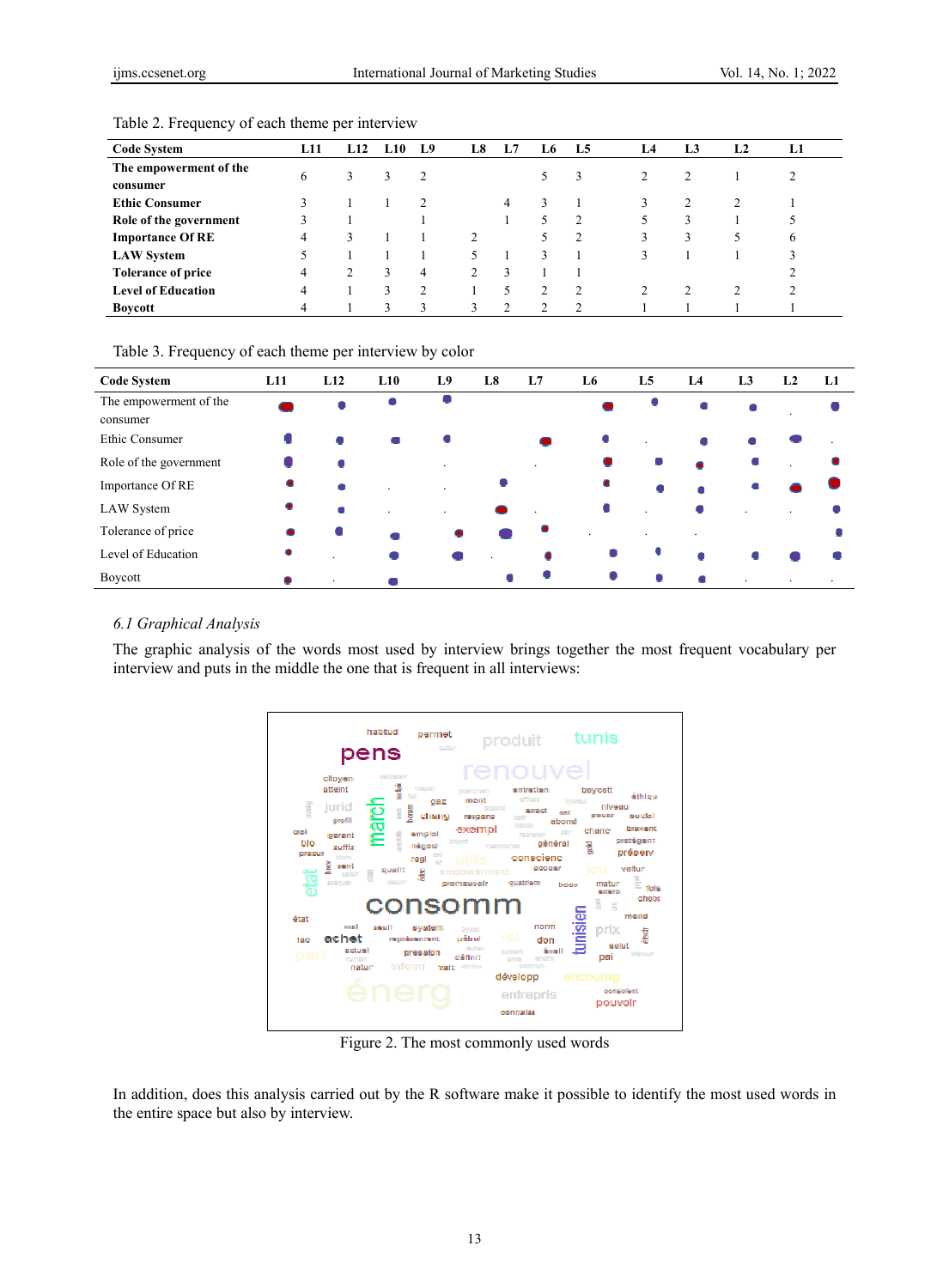Table 2. Frequency of each theme per interview

| Code System | L11 | L12 | L10 | L9 | L8 | L7 | L6 | L5 | L4 | L3 | L2 | L1 |
|---|---|---|---|---|---|---|---|---|---|---|---|---|
| **The empowerment of the consumer** | 6 | 3 | 3 | 2 | | | 5 | 3 | 2 | 2 | 1 | 2 |
| **Ethic Consumer** | 3 | 1 | 1 | 2 | | 4 | 3 | 1 | 3 | 2 | 2 | 1 |
| **Role of the government** | 3 | 1 | | 1 | | 1 | 5 | 2 | 5 | 3 | 1 | 5 |
| **Importance Of RE** | 4 | 3 | 1 | 1 | 2 | | 5 | 2 | 3 | 3 | 5 | 6 |
| **LAW System** | 5 | 1 | 1 | 1 | 5 | 1 | 3 | 1 | 3 | 1 | 1 | 3 |
| **Tolerance of price** | 4 | 2 | 3 | 4 | 2 | 3 | 1 | 1 | | | | 2 |
| **Level of Education** | 4 | 1 | 3 | 2 | 1 | 5 | 2 | 2 | 2 | 2 | 2 | 2 |
| **Boycott** | 4 | 1 | 3 | 3 | 3 | 2 | 2 | 2 | 1 | 1 | 1 | 1 |

Table 3. Frequency of each theme per interview by color

| Code System | L11 | L12 | L10 | L9 | L8 | L7 | L6 | L5 | L4 | L3 | L2 | L1 |
|---|---|---|---|---|---|---|---|---|---|---|---|---|
| The empowerment of the consumer | | | | | | | | | | | | |
| Ethic Consumer | | | | | | | | | | | | |
| Role of the government | | | | | | | | | | | | |
| Importance Of RE | | | | | | | | | | | | |
| LAW System | | | | | | | | | | | | |
| Tolerance of price | | | | | | | | | | | | |
| Level of Education | | | | | | | | | | | | |
| Boycott | | | | | | | | | | | | |

### *6.1 Graphical Analysis*

The graphic analysis of the words most used by interview brings together the most frequent vocabulary per interview and puts in the middle the one that is frequent in all interviews:

Figure 2. The most commonly used words

In addition, does this analysis carried out by the R software make it possible to identify the most used words in the entire space but also by interview.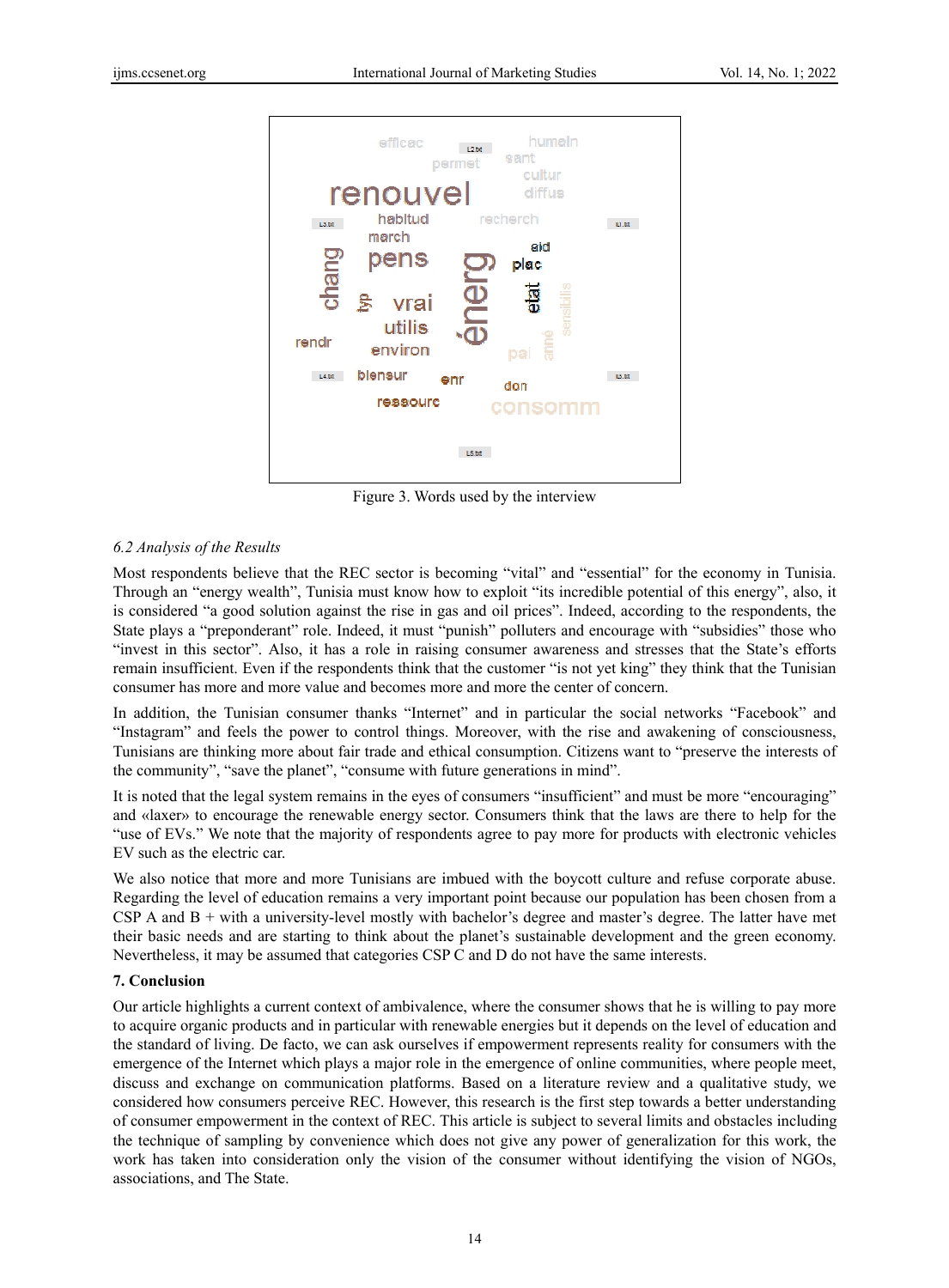Figure 3. Words used by the interview

### 6.2 Analysis of the Results

Most respondents believe that the REC sector is becoming "vital" and "essential" for the economy in Tunisia. Through an "energy wealth", Tunisia must know how to exploit "its incredible potential of this energy", also, it is considered "a good solution against the rise in gas and oil prices". Indeed, according to the respondents, the State plays a "preponderant" role. Indeed, it must "punish" polluters and encourage with "subsidies" those who "invest in this sector". Also, it has a role in raising consumer awareness and stresses that the State's efforts remain insufficient. Even if the respondents think that the customer "is not yet king" they think that the Tunisian consumer has more and more value and becomes more and more the center of concern.

In addition, the Tunisian consumer thanks "Internet" and in particular the social networks "Facebook" and "Instagram" and feels the power to control things. Moreover, with the rise and awakening of consciousness, Tunisians are thinking more about fair trade and ethical consumption. Citizens want to "preserve the interests of the community", "save the planet", "consume with future generations in mind".

It is noted that the legal system remains in the eyes of consumers "insufficient" and must be more "encouraging" and «laxer» to encourage the renewable energy sector. Consumers think that the laws are there to help for the "use of EVs." We note that the majority of respondents agree to pay more for products with electronic vehicles EV such as the electric car.

We also notice that more and more Tunisians are imbued with the boycott culture and refuse corporate abuse. Regarding the level of education remains a very important point because our population has been chosen from a CSP A and B + with a university-level mostly with bachelor's degree and master's degree. The latter have met their basic needs and are starting to think about the planet's sustainable development and the green economy. Nevertheless, it may be assumed that categories CSP C and D do not have the same interests.

## 7. Conclusion

Our article highlights a current context of ambivalence, where the consumer shows that he is willing to pay more to acquire organic products and in particular with renewable energies but it depends on the level of education and the standard of living. De facto, we can ask ourselves if empowerment represents reality for consumers with the emergence of the Internet which plays a major role in the emergence of online communities, where people meet, discuss and exchange on communication platforms. Based on a literature review and a qualitative study, we considered how consumers perceive REC. However, this research is the first step towards a better understanding of consumer empowerment in the context of REC. This article is subject to several limits and obstacles including the technique of sampling by convenience which does not give any power of generalization for this work, the work has taken into consideration only the vision of the consumer without identifying the vision of NGOs, associations, and The State.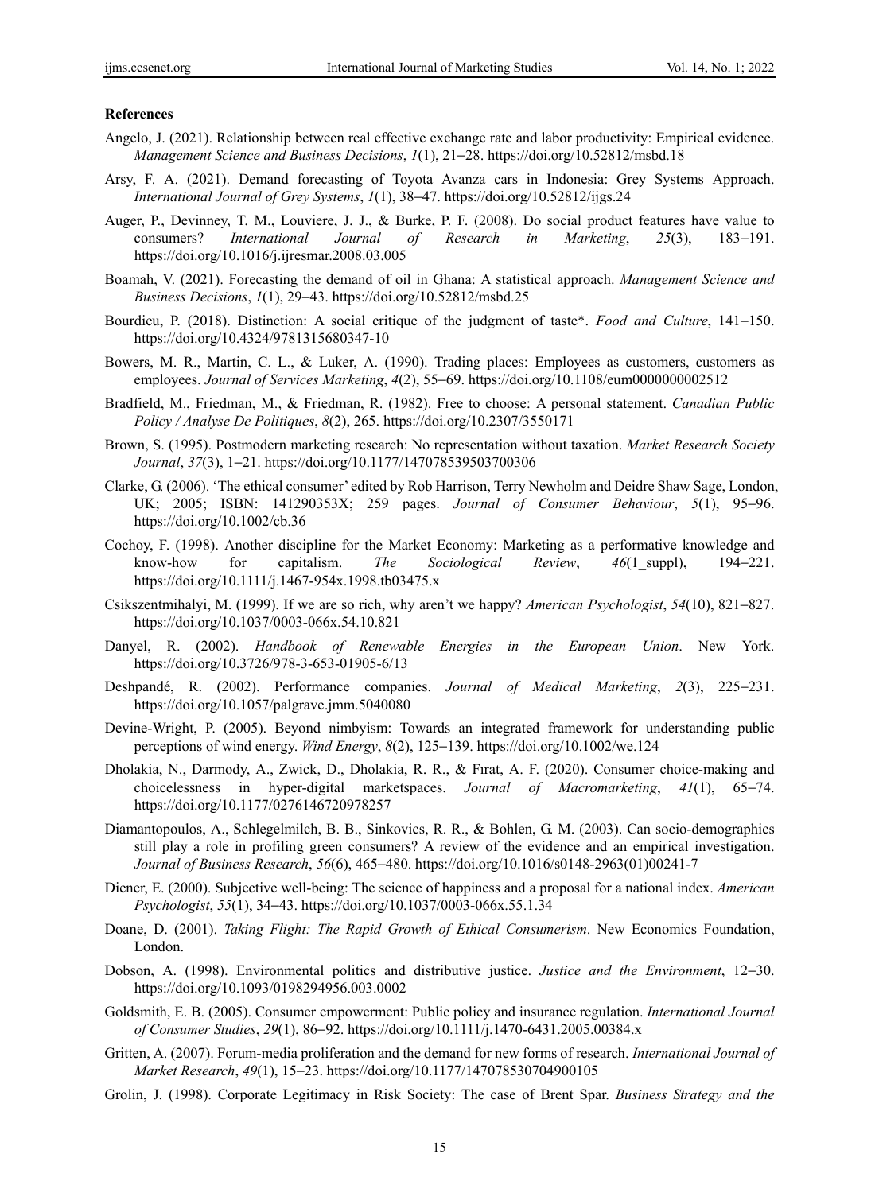**References**

Angelo, J. (2021). Relationship between real effective exchange rate and labor productivity: Empirical evidence. *Management Science and Business Decisions*, *1*(1), 21–28. https://doi.org/10.52812/msbd.18

Arsy, F. A. (2021). Demand forecasting of Toyota Avanza cars in Indonesia: Grey Systems Approach. *International Journal of Grey Systems*, *1*(1), 38–47. https://doi.org/10.52812/ijgs.24

Auger, P., Devinney, T. M., Louviere, J. J., & Burke, P. F. (2008). Do social product features have value to consumers? *International Journal of Research in Marketing*, *25*(3), 183–191. https://doi.org/10.1016/j.ijresmar.2008.03.005

Boamah, V. (2021). Forecasting the demand of oil in Ghana: A statistical approach. *Management Science and Business Decisions*, *1*(1), 29–43. https://doi.org/10.52812/msbd.25

Bourdieu, P. (2018). Distinction: A social critique of the judgment of taste*. *Food and Culture*, 141–150. https://doi.org/10.4324/9781315680347-10

Bowers, M. R., Martin, C. L., & Luker, A. (1990). Trading places: Employees as customers, customers as employees. *Journal of Services Marketing*, *4*(2), 55–69. https://doi.org/10.1108/eum0000000002512

Bradfield, M., Friedman, M., & Friedman, R. (1982). Free to choose: A personal statement. *Canadian Public Policy / Analyse De Politiques*, *8*(2), 265. https://doi.org/10.2307/3550171

Brown, S. (1995). Postmodern marketing research: No representation without taxation. *Market Research Society Journal*, *37*(3), 1–21. https://doi.org/10.1177/147078539503700306

Clarke, G. (2006). 'The ethical consumer' edited by Rob Harrison, Terry Newholm and Deidre Shaw Sage, London, UK; 2005; ISBN: 141290353X; 259 pages. *Journal of Consumer Behaviour*, *5*(1), 95–96. https://doi.org/10.1002/cb.36

Cochoy, F. (1998). Another discipline for the Market Economy: Marketing as a performative knowledge and know-how for capitalism. *The Sociological Review*, *46*(1_suppl), 194–221. https://doi.org/10.1111/j.1467-954x.1998.tb03475.x

Csikszentmihalyi, M. (1999). If we are so rich, why aren't we happy? *American Psychologist*, *54*(10), 821–827. https://doi.org/10.1037/0003-066x.54.10.821

Danyel, R. (2002). *Handbook of Renewable Energies in the European Union*. New York. https://doi.org/10.3726/978-3-653-01905-6/13

Deshpandé, R. (2002). Performance companies. *Journal of Medical Marketing*, *2*(3), 225–231. https://doi.org/10.1057/palgrave.jmm.5040080

Devine-Wright, P. (2005). Beyond nimbyism: Towards an integrated framework for understanding public perceptions of wind energy. *Wind Energy*, *8*(2), 125–139. https://doi.org/10.1002/we.124

Dholakia, N., Darmody, A., Zwick, D., Dholakia, R. R., & Fırat, A. F. (2020). Consumer choice-making and choicelessness in hyper-digital marketspaces. *Journal of Macromarketing*, *41*(1), 65–74. https://doi.org/10.1177/0276146720978257

Diamantopoulos, A., Schlegelmilch, B. B., Sinkovics, R. R., & Bohlen, G. M. (2003). Can socio-demographics still play a role in profiling green consumers? A review of the evidence and an empirical investigation. *Journal of Business Research*, *56*(6), 465–480. https://doi.org/10.1016/s0148-2963(01)00241-7

Diener, E. (2000). Subjective well-being: The science of happiness and a proposal for a national index. *American Psychologist*, *55*(1), 34–43. https://doi.org/10.1037/0003-066x.55.1.34

Doane, D. (2001). *Taking Flight: The Rapid Growth of Ethical Consumerism*. New Economics Foundation, London.

Dobson, A. (1998). Environmental politics and distributive justice. *Justice and the Environment*, 12–30. https://doi.org/10.1093/0198294956.003.0002

Goldsmith, E. B. (2005). Consumer empowerment: Public policy and insurance regulation. *International Journal of Consumer Studies*, *29*(1), 86–92. https://doi.org/10.1111/j.1470-6431.2005.00384.x

Gritten, A. (2007). Forum-media proliferation and the demand for new forms of research. *International Journal of Market Research*, *49*(1), 15–23. https://doi.org/10.1177/147078530704900105

Grolin, J. (1998). Corporate Legitimacy in Risk Society: The case of Brent Spar. *Business Strategy and the*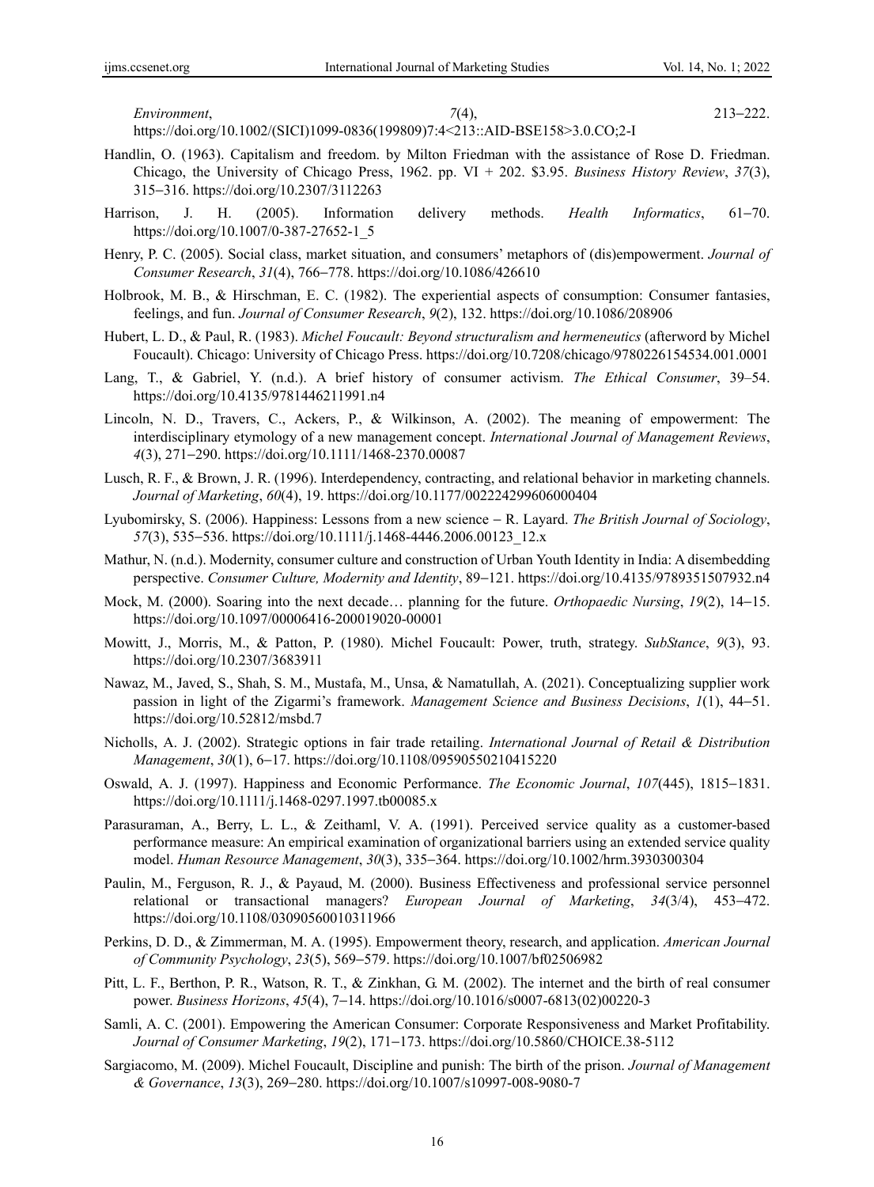*Environment*, *7*(4), 213–222. https://doi.org/10.1002/(SICI)1099-0836(199809)7:4<213::AID-BSE158>3.0.CO;2-I

Handlin, O. (1963). Capitalism and freedom. by Milton Friedman with the assistance of Rose D. Friedman. Chicago, the University of Chicago Press, 1962. pp. VI + 202. $3.95. *Business History Review*, *37*(3), 315–316. https://doi.org/10.2307/3112263

Harrison, J. H. (2005). Information delivery methods. *Health Informatics*, 61–70. https://doi.org/10.1007/0-387-27652-1_5

Henry, P. C. (2005). Social class, market situation, and consumers' metaphors of (dis)empowerment. *Journal of Consumer Research*, *31*(4), 766–778. https://doi.org/10.1086/426610

Holbrook, M. B., & Hirschman, E. C. (1982). The experiential aspects of consumption: Consumer fantasies, feelings, and fun. *Journal of Consumer Research*, *9*(2), 132. https://doi.org/10.1086/208906

Hubert, L. D., & Paul, R. (1983). *Michel Foucault: Beyond structuralism and hermeneutics* (afterword by Michel Foucault). Chicago: University of Chicago Press. https://doi.org/10.7208/chicago/9780226154534.001.0001

Lang, T., & Gabriel, Y. (n.d.). A brief history of consumer activism. *The Ethical Consumer*, 39–54. https://doi.org/10.4135/9781446211991.n4

Lincoln, N. D., Travers, C., Ackers, P., & Wilkinson, A. (2002). The meaning of empowerment: The interdisciplinary etymology of a new management concept. *International Journal of Management Reviews*, *4*(3), 271–290. https://doi.org/10.1111/1468-2370.00087

Lusch, R. F., & Brown, J. R. (1996). Interdependency, contracting, and relational behavior in marketing channels. *Journal of Marketing*, *60*(4), 19. https://doi.org/10.1177/002224299606000404

Lyubomirsky, S. (2006). Happiness: Lessons from a new science – R. Layard. *The British Journal of Sociology*, *57*(3), 535–536. https://doi.org/10.1111/j.1468-4446.2006.00123_12.x

Mathur, N. (n.d.). Modernity, consumer culture and construction of Urban Youth Identity in India: A disembedding perspective. *Consumer Culture, Modernity and Identity*, 89–121. https://doi.org/10.4135/9789351507932.n4

Mock, M. (2000). Soaring into the next decade… planning for the future. *Orthopaedic Nursing*, *19*(2), 14–15. https://doi.org/10.1097/00006416-200019020-00001

Mowitt, J., Morris, M., & Patton, P. (1980). Michel Foucault: Power, truth, strategy. *SubStance*, *9*(3), 93. https://doi.org/10.2307/3683911

Nawaz, M., Javed, S., Shah, S. M., Mustafa, M., Unsa, & Namatullah, A. (2021). Conceptualizing supplier work passion in light of the Zigarmi's framework. *Management Science and Business Decisions*, *1*(1), 44–51. https://doi.org/10.52812/msbd.7

Nicholls, A. J. (2002). Strategic options in fair trade retailing. *International Journal of Retail & Distribution Management*, *30*(1), 6–17. https://doi.org/10.1108/09590550210415220

Oswald, A. J. (1997). Happiness and Economic Performance. *The Economic Journal*, *107*(445), 1815–1831. https://doi.org/10.1111/j.1468-0297.1997.tb00085.x

Parasuraman, A., Berry, L. L., & Zeithaml, V. A. (1991). Perceived service quality as a customer-based performance measure: An empirical examination of organizational barriers using an extended service quality model. *Human Resource Management*, *30*(3), 335–364. https://doi.org/10.1002/hrm.3930300304

Paulin, M., Ferguson, R. J., & Payaud, M. (2000). Business Effectiveness and professional service personnel relational or transactional managers? *European Journal of Marketing*, *34*(3/4), 453–472. https://doi.org/10.1108/03090560010311966

Perkins, D. D., & Zimmerman, M. A. (1995). Empowerment theory, research, and application. *American Journal of Community Psychology*, *23*(5), 569–579. https://doi.org/10.1007/bf02506982

Pitt, L. F., Berthon, P. R., Watson, R. T., & Zinkhan, G. M. (2002). The internet and the birth of real consumer power. *Business Horizons*, *45*(4), 7–14. https://doi.org/10.1016/s0007-6813(02)00220-3

Samli, A. C. (2001). Empowering the American Consumer: Corporate Responsiveness and Market Profitability. *Journal of Consumer Marketing*, *19*(2), 171–173. https://doi.org/10.5860/CHOICE.38-5112

Sargiacomo, M. (2009). Michel Foucault, Discipline and punish: The birth of the prison. *Journal of Management & Governance*, *13*(3), 269–280. https://doi.org/10.1007/s10997-008-9080-7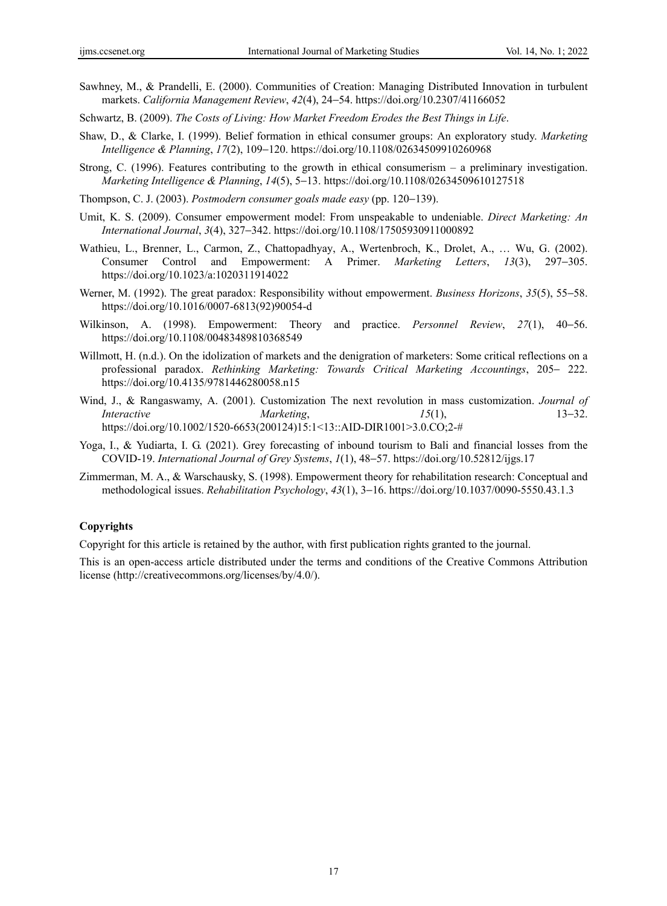Sawhney, M., & Prandelli, E. (2000). Communities of Creation: Managing Distributed Innovation in turbulent markets. *California Management Review*, *42*(4), 24–54. https://doi.org/10.2307/41166052

Schwartz, B. (2009). *The Costs of Living: How Market Freedom Erodes the Best Things in Life*.

Shaw, D., & Clarke, I. (1999). Belief formation in ethical consumer groups: An exploratory study. *Marketing Intelligence & Planning*, *17*(2), 109–120. https://doi.org/10.1108/02634509910260968

Strong, C. (1996). Features contributing to the growth in ethical consumerism – a preliminary investigation. *Marketing Intelligence & Planning*, *14*(5), 5–13. https://doi.org/10.1108/02634509610127518

Thompson, C. J. (2003). *Postmodern consumer goals made easy* (pp. 120–139).

Umit, K. S. (2009). Consumer empowerment model: From unspeakable to undeniable. *Direct Marketing: An International Journal*, *3*(4), 327–342. https://doi.org/10.1108/17505930911000892

Wathieu, L., Brenner, L., Carmon, Z., Chattopadhyay, A., Wertenbroch, K., Drolet, A., … Wu, G. (2002). Consumer Control and Empowerment: A Primer. *Marketing Letters*, *13*(3), 297–305. https://doi.org/10.1023/a:1020311914022

Werner, M. (1992). The great paradox: Responsibility without empowerment. *Business Horizons*, *35*(5), 55–58. https://doi.org/10.1016/0007-6813(92)90054-d

Wilkinson, A. (1998). Empowerment: Theory and practice. *Personnel Review*, *27*(1), 40–56. https://doi.org/10.1108/00483489810368549

Willmott, H. (n.d.). On the idolization of markets and the denigration of marketers: Some critical reflections on a professional paradox. *Rethinking Marketing: Towards Critical Marketing Accountings*, 205– 222. https://doi.org/10.4135/9781446280058.n15

Wind, J., & Rangaswamy, A. (2001). Customization The next revolution in mass customization. *Journal of Interactive Marketing*, *15*(1), 13–32. https://doi.org/10.1002/1520-6653(200124)15:1<13::AID-DIR1001>3.0.CO;2-#

Yoga, I., & Yudiarta, I. G. (2021). Grey forecasting of inbound tourism to Bali and financial losses from the COVID-19. *International Journal of Grey Systems*, *1*(1), 48–57. https://doi.org/10.52812/ijgs.17

Zimmerman, M. A., & Warschausky, S. (1998). Empowerment theory for rehabilitation research: Conceptual and methodological issues. *Rehabilitation Psychology*, *43*(1), 3–16. https://doi.org/10.1037/0090-5550.43.1.3

**Copyrights**

Copyright for this article is retained by the author, with first publication rights granted to the journal.

This is an open-access article distributed under the terms and conditions of the Creative Commons Attribution license (http://creativecommons.org/licenses/by/4.0/).